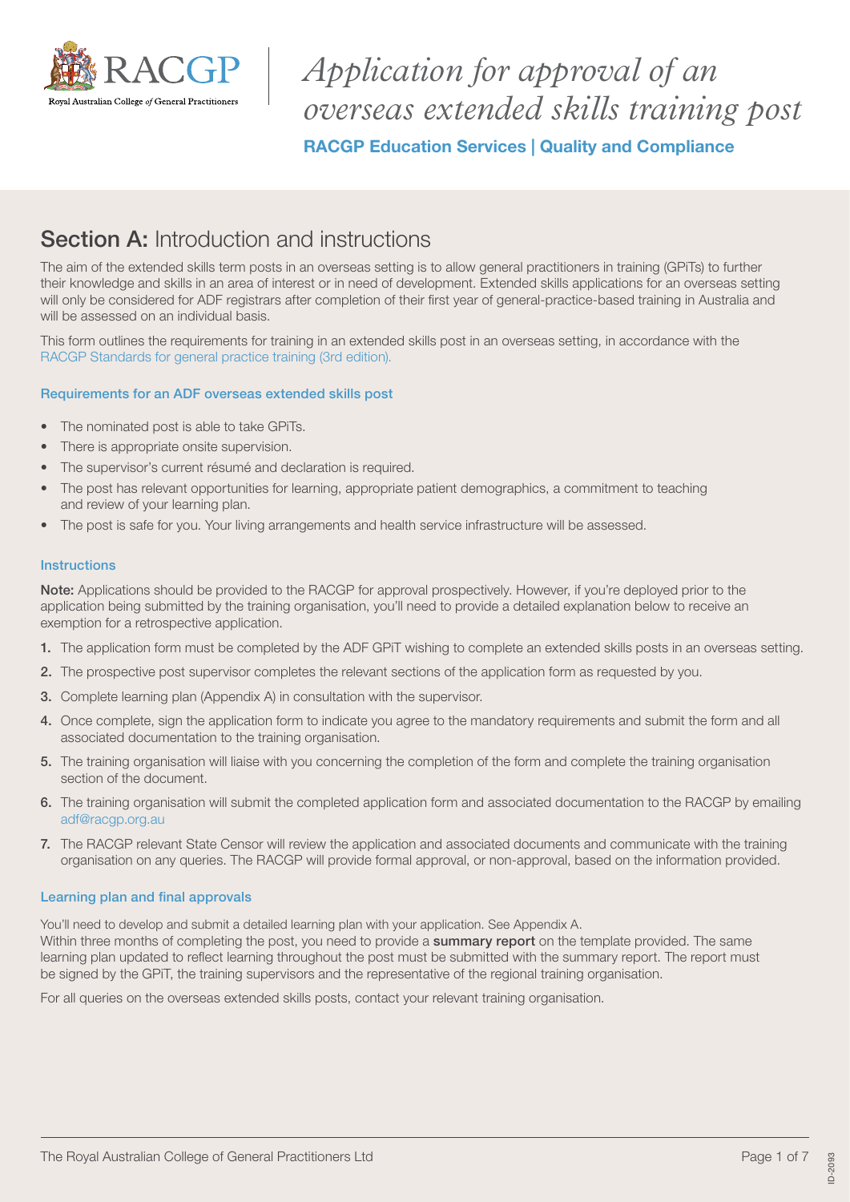# Application for approval of an overseas extended skills training post

**RACGP Education Services | Quality and Compliance**

## Section A: Introduction and instructions

The aim of the extended skills term posts in an overseas setting is to allow general practitioners in training (GPiTs) to further their knowledge and skills in an area of interest or in need of development. Extended skills applications for an overseas setting will only be considered for ADF registrars after completion of their first year of general-practice-based training in Australia and will be assessed on an individual basis.

This form outlines the requirements for training in an extended skills post in an overseas setting, in accordance with the RACGP Standards for general practice training (3rd edition).

### Requirements for an ADF overseas extended skills post

- The nominated post is able to take GPiTs.
- There is appropriate onsite supervision.
- The supervisor's current résumé and declaration is required.
- The post has relevant opportunities for learning, appropriate patient demographics, a commitment to teaching and review of your learning plan.
- The post is safe for you. Your living arrangements and health service infrastructure will be assessed.

### Instructions

**Note:** Applications should be provided to the RACGP for approval prospectively. However, if you're deployed prior to the application being submitted by the training organisation, you'll need to provide a detailed explanation below to receive an exemption for a retrospective application.

1. The application form must be completed by the ADF GPiT wishing to complete an extended skills posts in an overseas setting.
2. The prospective post supervisor completes the relevant sections of the application form as requested by you.
3. Complete learning plan (Appendix A) in consultation with the supervisor.
4. Once complete, sign the application form to indicate you agree to the mandatory requirements and submit the form and all associated documentation to the training organisation.
5. The training organisation will liaise with you concerning the completion of the form and complete the training organisation section of the document.
6. The training organisation will submit the completed application form and associated documentation to the RACGP by emailing adf@racgp.org.au
7. The RACGP relevant State Censor will review the application and associated documents and communicate with the training organisation on any queries. The RACGP will provide formal approval, or non-approval, based on the information provided.

### Learning plan and final approvals

You'll need to develop and submit a detailed learning plan with your application. See Appendix A.
Within three months of completing the post, you need to provide a **summary report** on the template provided. The same learning plan updated to reflect learning throughout the post must be submitted with the summary report. The report must be signed by the GPiT, the training supervisors and the representative of the regional training organisation.

For all queries on the overseas extended skills posts, contact your relevant training organisation.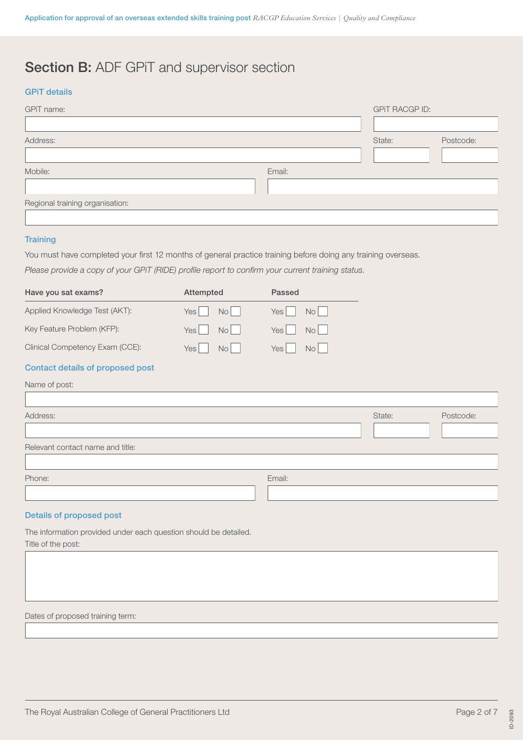## **Section B:** ADF GPiT and supervisor section

### GPiT details

GPiT name:

GPiT RACGP ID:

Address:

State:

Postcode:

Mobile:

Email:

Regional training organisation:

### Training

You must have completed your first 12 months of general practice training before doing any training overseas.

*Please provide a copy of your GPiT (RIDE) profile report to confirm your current training status.*

| Have you sat exams? | Attempted | Passed |
|---|---|---|
| Applied Knowledge Test (AKT): | Yes ☐ No ☐ | Yes ☐ No ☐ |
| Key Feature Problem (KFP): | Yes ☐ No ☐ | Yes ☐ No ☐ |
| Clinical Competency Exam (CCE): | Yes ☐ No ☐ | Yes ☐ No ☐ |

### Contact details of proposed post

Name of post:

Address:

State:

Postcode:

Relevant contact name and title:

Phone:

Email:

### Details of proposed post

The information provided under each question should be detailed.

Title of the post:

Dates of proposed training term: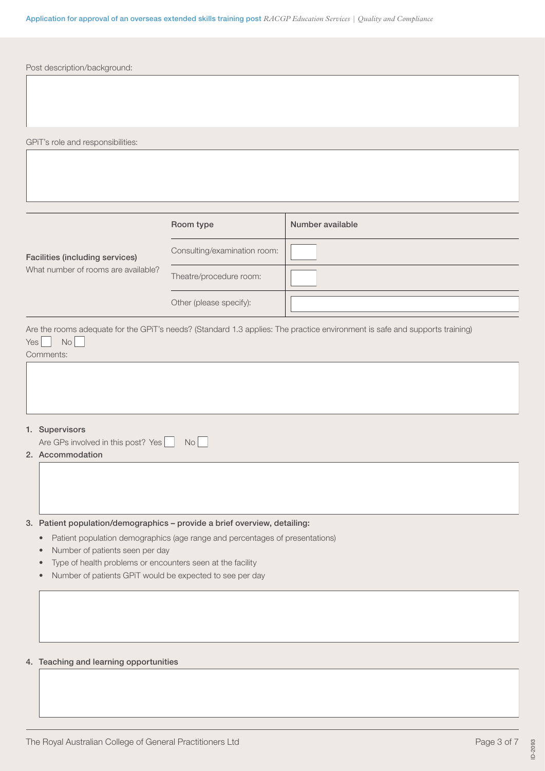Post description/background:

GPiT's role and responsibilities:

| Facilities (including services) What number of rooms are available? | Room type | Number available |
|---|---|---|
| | Consulting/examination room: | |
| | Theatre/procedure room: | |
| | Other (please specify): | |

Are the rooms adequate for the GPiT's needs? (Standard 1.3 applies: The practice environment is safe and supports training)

Yes ☐ No ☐

Comments:

1. **Supervisors**
   Are GPs involved in this post? Yes ☐ No ☐
2. **Accommodation**

3. **Patient population/demographics – provide a brief overview, detailing:**
   - Patient population demographics (age range and percentages of presentations)
   - Number of patients seen per day
   - Type of health problems or encounters seen at the facility
   - Number of patients GPiT would be expected to see per day

4. **Teaching and learning opportunities**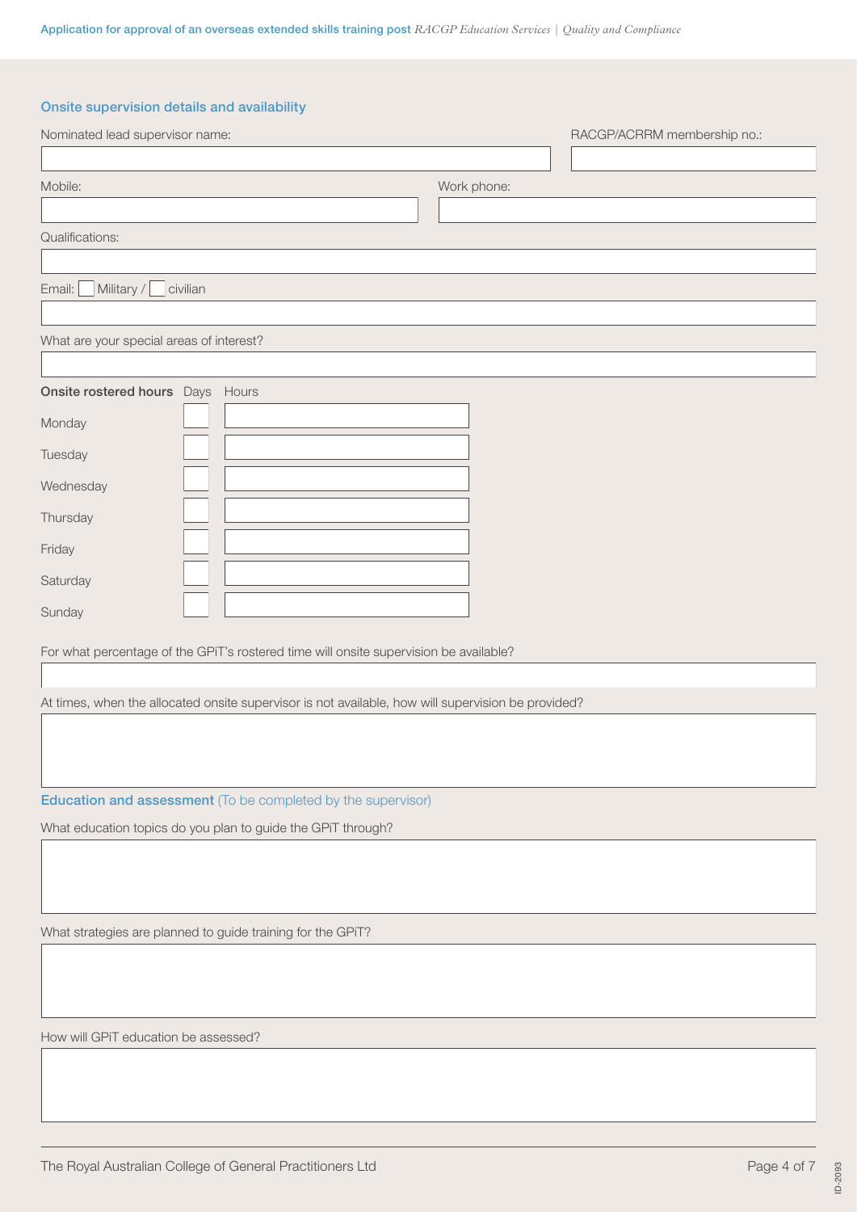## Onsite supervision details and availability

Nominated lead supervisor name:

RACGP/ACRRM membership no.:

Mobile:

Work phone:

Qualifications:

Email: ☐ Military / ☐ civilian

What are your special areas of interest?

| **Onsite rostered hours** | Days | Hours |
|---|---|---|
| Monday | | |
| Tuesday | | |
| Wednesday | | |
| Thursday | | |
| Friday | | |
| Saturday | | |
| Sunday | | |

For what percentage of the GPiT's rostered time will onsite supervision be available?

At times, when the allocated onsite supervisor is not available, how will supervision be provided?

## Education and assessment (To be completed by the supervisor)

What education topics do you plan to guide the GPiT through?

What strategies are planned to guide training for the GPiT?

How will GPiT education be assessed?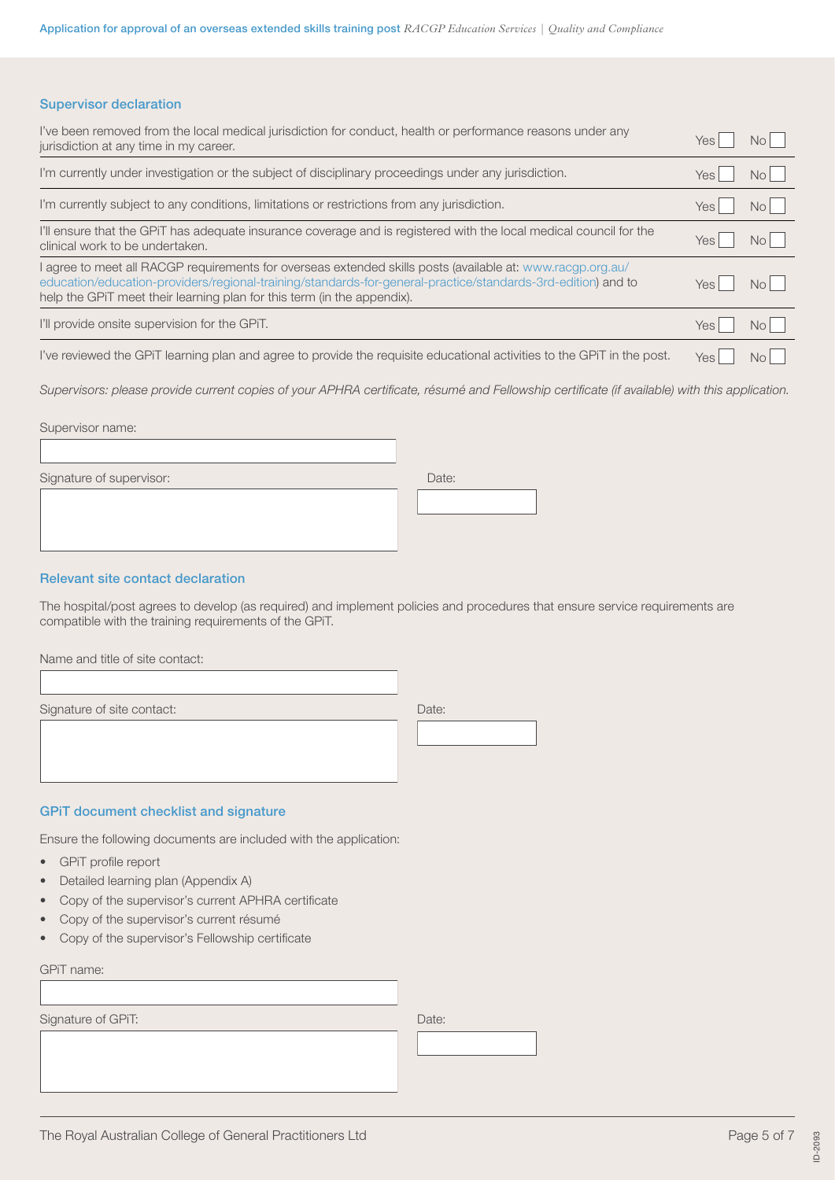## Supervisor declaration

| | | |
|---|---|---|
| I've been removed from the local medical jurisdiction for conduct, health or performance reasons under any jurisdiction at any time in my career. | Yes ☐ | No ☐ |
| I'm currently under investigation or the subject of disciplinary proceedings under any jurisdiction. | Yes ☐ | No ☐ |
| I'm currently subject to any conditions, limitations or restrictions from any jurisdiction. | Yes ☐ | No ☐ |
| I'll ensure that the GPiT has adequate insurance coverage and is registered with the local medical council for the clinical work to be undertaken. | Yes ☐ | No ☐ |
| I agree to meet all RACGP requirements for overseas extended skills posts (available at: www.racgp.org.au/education/education-providers/regional-training/standards-for-general-practice/standards-3rd-edition) and to help the GPiT meet their learning plan for this term (in the appendix). | Yes ☐ | No ☐ |
| I'll provide onsite supervision for the GPiT. | Yes ☐ | No ☐ |
| I've reviewed the GPiT learning plan and agree to provide the requisite educational activities to the GPiT in the post. | Yes ☐ | No ☐ |

*Supervisors: please provide current copies of your APHRA certificate, résumé and Fellowship certificate (if available) with this application.*

Supervisor name:

Signature of supervisor:

Date:

## Relevant site contact declaration

The hospital/post agrees to develop (as required) and implement policies and procedures that ensure service requirements are compatible with the training requirements of the GPiT.

Name and title of site contact:

Signature of site contact:

Date:

## GPiT document checklist and signature

Ensure the following documents are included with the application:

- GPiT profile report
- Detailed learning plan (Appendix A)
- Copy of the supervisor's current APHRA certificate
- Copy of the supervisor's current résumé
- Copy of the supervisor's Fellowship certificate

GPiT name:

Signature of GPiT:

Date: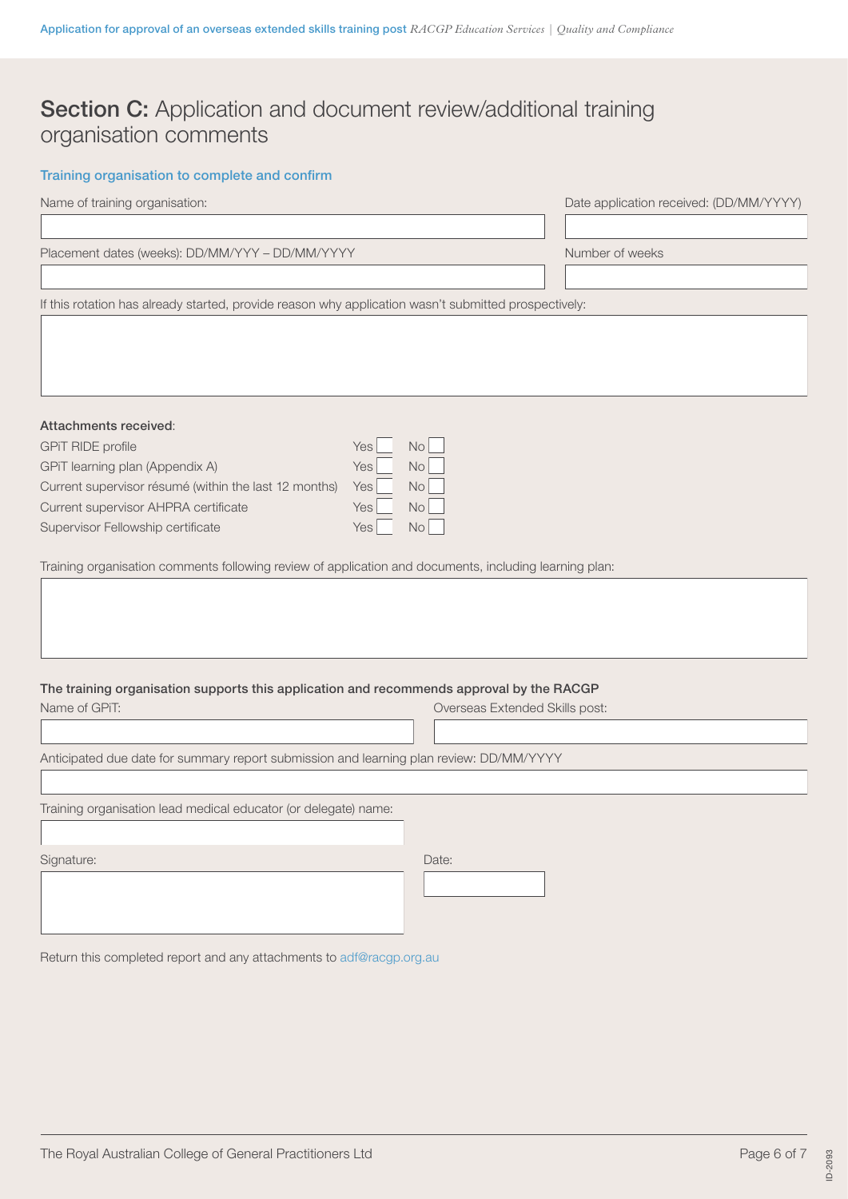## **Section C:** Application and document review/additional training organisation comments

### Training organisation to complete and confirm

Name of training organisation:

Date application received: (DD/MM/YYYY)

Placement dates (weeks): DD/MM/YYY – DD/MM/YYYY

Number of weeks

If this rotation has already started, provide reason why application wasn't submitted prospectively:

**Attachments received**:

| | | |
|---|---|---|
| GPiT RIDE profile | Yes ☐ | No ☐ |
| GPiT learning plan (Appendix A) | Yes ☐ | No ☐ |
| Current supervisor résumé (within the last 12 months) | Yes ☐ | No ☐ |
| Current supervisor AHPRA certificate | Yes ☐ | No ☐ |
| Supervisor Fellowship certificate | Yes ☐ | No ☐ |

Training organisation comments following review of application and documents, including learning plan:

**The training organisation supports this application and recommends approval by the RACGP**

Name of GPiT:

Overseas Extended Skills post:

Anticipated due date for summary report submission and learning plan review: DD/MM/YYYY

Training organisation lead medical educator (or delegate) name:

Signature:

Date:

Return this completed report and any attachments to adf@racgp.org.au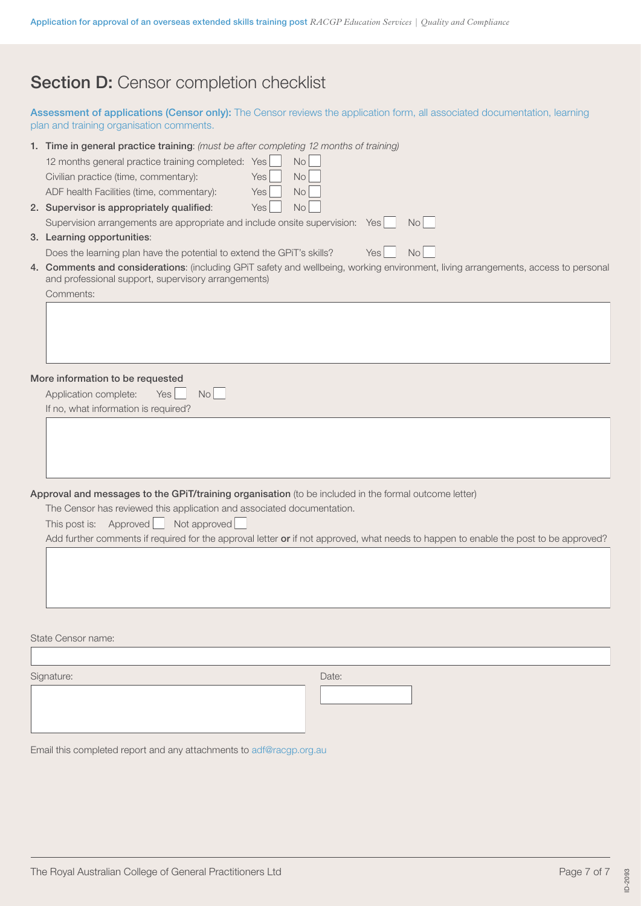## Section D: Censor completion checklist

**Assessment of applications (Censor only):** The Censor reviews the application form, all associated documentation, learning plan and training organisation comments.

1. **Time in general practice training**: *(must be after completing 12 months of training)*
   - 12 months general practice training completed: Yes ☐ No ☐
   - Civilian practice (time, commentary): Yes ☐ No ☐
   - ADF health Facilities (time, commentary): Yes ☐ No ☐
2. **Supervisor is appropriately qualified**: Yes ☐ No ☐
   - Supervision arrangements are appropriate and include onsite supervision: Yes ☐ No ☐
3. **Learning opportunities**:
   - Does the learning plan have the potential to extend the GPiT's skills? Yes ☐ No ☐
4. **Comments and considerations**: (including GPiT safety and wellbeing, working environment, living arrangements, access to personal and professional support, supervisory arrangements)

   Comments:

**More information to be requested**

Application complete: Yes ☐ No ☐

If no, what information is required?

**Approval and messages to the GPiT/training organisation** (to be included in the formal outcome letter)

The Censor has reviewed this application and associated documentation.

This post is: Approved ☐ Not approved ☐

Add further comments if required for the approval letter **or** if not approved, what needs to happen to enable the post to be approved?

State Censor name:

Signature:

Date:

Email this completed report and any attachments to adf@racgp.org.au